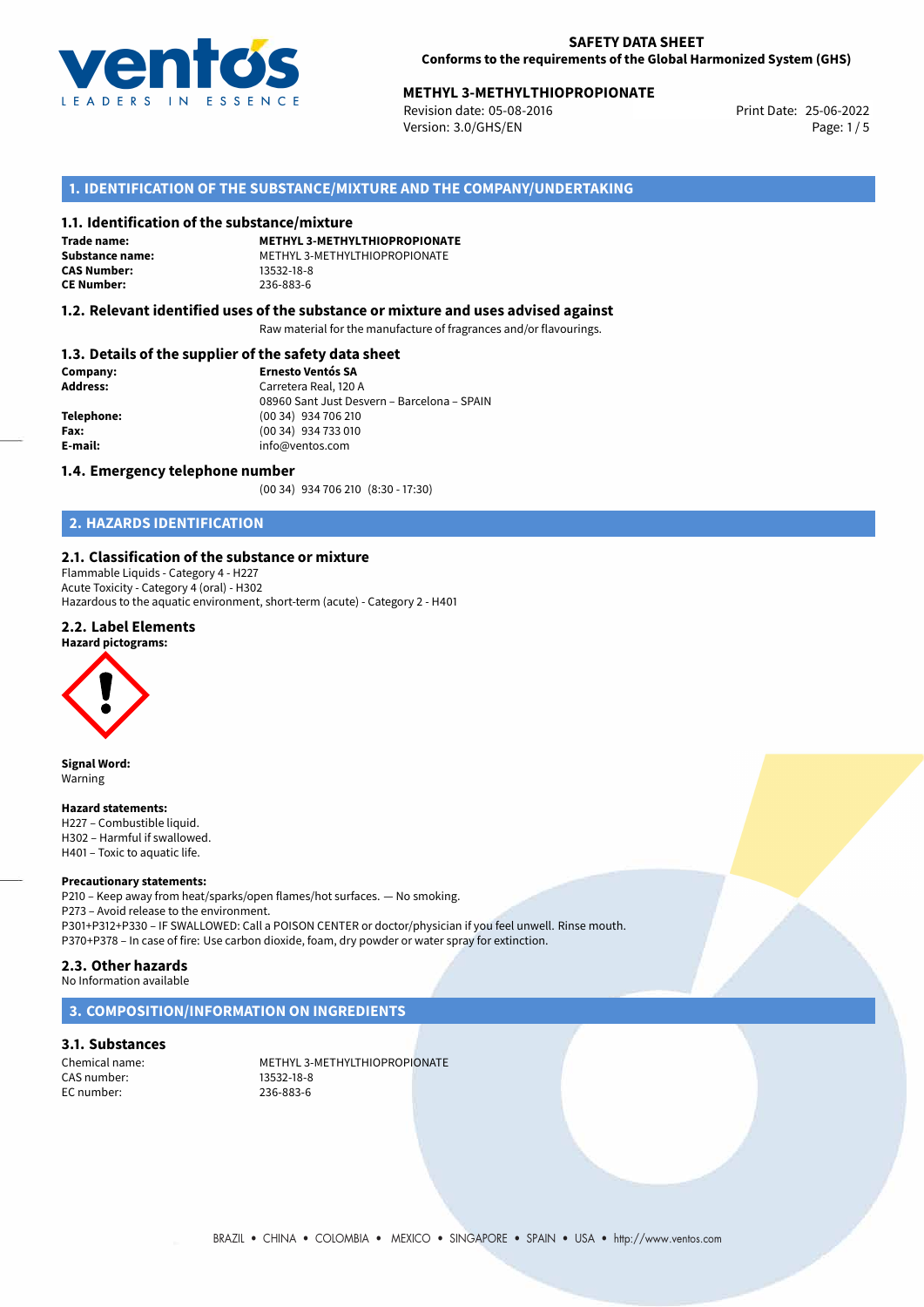**SAFETY DATA SHEET**
**Conforms to the requirements of the Global Harmonized System (GHS)**

**METHYL 3-METHYLTHIOPROPIONATE**
Revision date: 05-08-2016
Version: 3.0/GHS/EN
Print Date: 25-06-2022

## 1. IDENTIFICATION OF THE SUBSTANCE/MIXTURE AND THE COMPANY/UNDERTAKING

### 1.1. Identification of the substance/mixture

| | |
|---|---|
| **Trade name:** | **METHYL 3-METHYLTHIOPROPIONATE** |
| **Substance name:** | METHYL 3-METHYLTHIOPROPIONATE |
| **CAS Number:** | 13532-18-8 |
| **CE Number:** | 236-883-6 |

### 1.2. Relevant identified uses of the substance or mixture and uses advised against

Raw material for the manufacture of fragrances and/or flavourings.

### 1.3. Details of the supplier of the safety data sheet

| | |
|---|---|
| **Company:** | **Ernesto Ventós SA** |
| **Address:** | Carretera Real, 120 A<br>08960 Sant Just Desvern – Barcelona – SPAIN |
| **Telephone:** | (00 34) 934 706 210 |
| **Fax:** | (00 34) 934 733 010 |
| **E-mail:** | info@ventos.com |

### 1.4. Emergency telephone number

(00 34) 934 706 210 (8:30 - 17:30)

## 2. HAZARDS IDENTIFICATION

### 2.1. Classification of the substance or mixture

Flammable Liquids - Category 4 - H227
Acute Toxicity - Category 4 (oral) - H302
Hazardous to the aquatic environment, short-term (acute) - Category 2 - H401

### 2.2. Label Elements

**Hazard pictograms:**

**Signal Word:**
Warning

**Hazard statements:**
H227 – Combustible liquid.
H302 – Harmful if swallowed.
H401 – Toxic to aquatic life.

**Precautionary statements:**
P210 – Keep away from heat/sparks/open flames/hot surfaces. — No smoking.
P273 – Avoid release to the environment.
P301+P312+P330 – IF SWALLOWED: Call a POISON CENTER or doctor/physician if you feel unwell. Rinse mouth.
P370+P378 – In case of fire: Use carbon dioxide, foam, dry powder or water spray for extinction.

### 2.3. Other hazards

No Information available

## 3. COMPOSITION/INFORMATION ON INGREDIENTS

### 3.1. Substances

| | |
|---|---|
| Chemical name: | METHYL 3-METHYLTHIOPROPIONATE |
| CAS number: | 13532-18-8 |
| EC number: | 236-883-6 |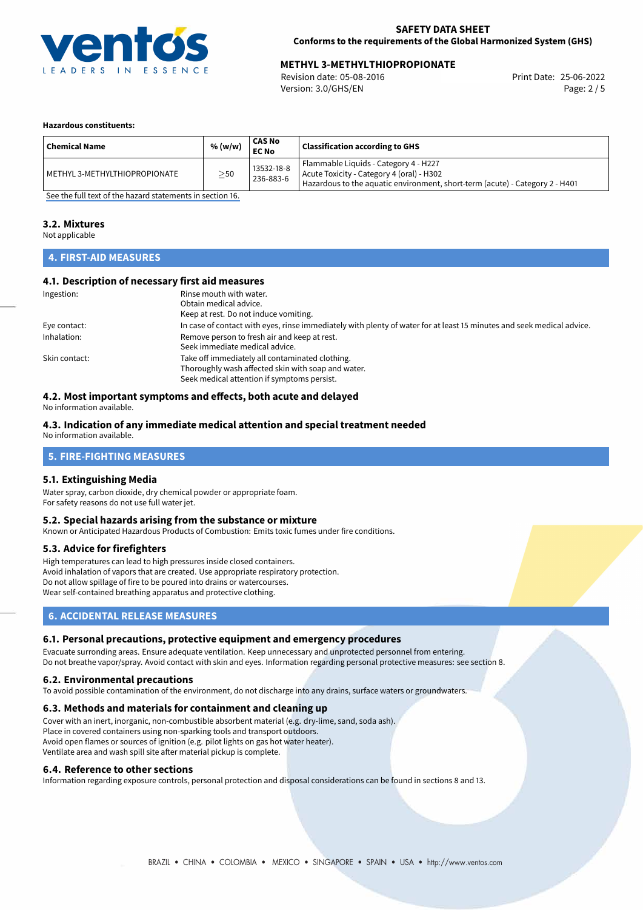**Hazardous constituents:**

| Chemical Name | % (w/w) | CAS No<br>EC No | Classification according to GHS |
|---|---|---|---|
| METHYL 3-METHYLTHIOPROPIONATE | ≥50 | 13532-18-8<br>236-883-6 | Flammable Liquids - Category 4 - H227<br>Acute Toxicity - Category 4 (oral) - H302<br>Hazardous to the aquatic environment, short-term (acute) - Category 2 - H401 |

See the full text of the hazard statements in section 16.

### 3.2. Mixtures

Not applicable

## 4. FIRST-AID MEASURES

### 4.1. Description of necessary first aid measures

Ingestion:
Rinse mouth with water.
Obtain medical advice.
Keep at rest. Do not induce vomiting.

Eye contact:
In case of contact with eyes, rinse immediately with plenty of water for at least 15 minutes and seek medical advice.

Inhalation:
Remove person to fresh air and keep at rest.
Seek immediate medical advice.

Skin contact:
Take off immediately all contaminated clothing.
Thoroughly wash affected skin with soap and water.
Seek medical attention if symptoms persist.

### 4.2. Most important symptoms and effects, both acute and delayed

No information available.

### 4.3. Indication of any immediate medical attention and special treatment needed

No information available.

## 5. FIRE-FIGHTING MEASURES

### 5.1. Extinguishing Media

Water spray, carbon dioxide, dry chemical powder or appropriate foam.
For safety reasons do not use full water jet.

### 5.2. Special hazards arising from the substance or mixture

Known or Anticipated Hazardous Products of Combustion: Emits toxic fumes under fire conditions.

### 5.3. Advice for firefighters

High temperatures can lead to high pressures inside closed containers.
Avoid inhalation of vapors that are created. Use appropriate respiratory protection.
Do not allow spillage of fire to be poured into drains or watercourses.
Wear self-contained breathing apparatus and protective clothing.

## 6. ACCIDENTAL RELEASE MEASURES

### 6.1. Personal precautions, protective equipment and emergency procedures

Evacuate surronding areas. Ensure adequate ventilation. Keep unnecessary and unprotected personnel from entering.
Do not breathe vapor/spray. Avoid contact with skin and eyes. Information regarding personal protective measures: see section 8.

### 6.2. Environmental precautions

To avoid possible contamination of the environment, do not discharge into any drains, surface waters or groundwaters.

### 6.3. Methods and materials for containment and cleaning up

Cover with an inert, inorganic, non-combustible absorbent material (e.g. dry-lime, sand, soda ash).
Place in covered containers using non-sparking tools and transport outdoors.
Avoid open flames or sources of ignition (e.g. pilot lights on gas hot water heater).
Ventilate area and wash spill site after material pickup is complete.

### 6.4. Reference to other sections

Information regarding exposure controls, personal protection and disposal considerations can be found in sections 8 and 13.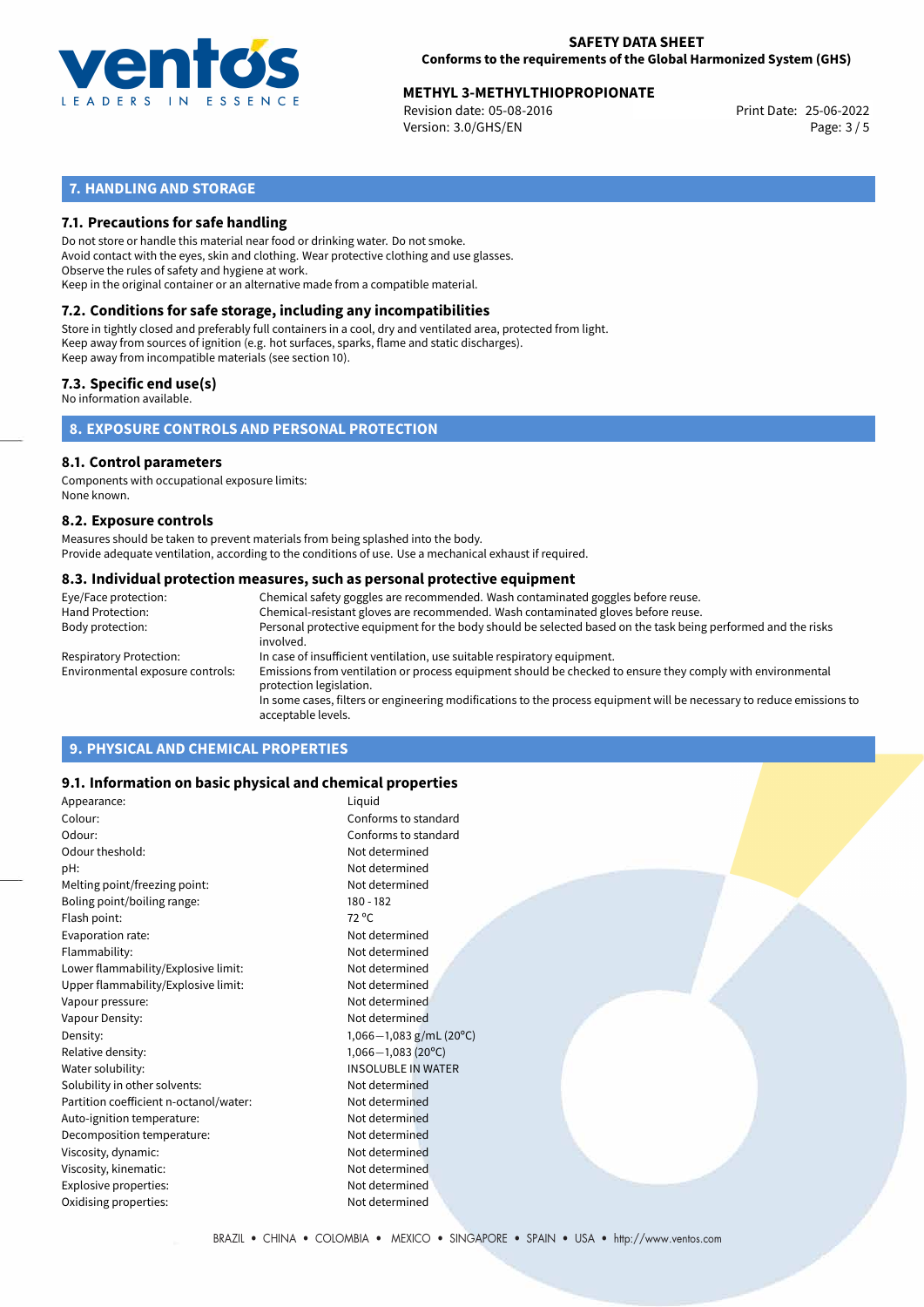## 7. HANDLING AND STORAGE

### 7.1. Precautions for safe handling

Do not store or handle this material near food or drinking water. Do not smoke.
Avoid contact with the eyes, skin and clothing. Wear protective clothing and use glasses.
Observe the rules of safety and hygiene at work.
Keep in the original container or an alternative made from a compatible material.

### 7.2. Conditions for safe storage, including any incompatibilities

Store in tightly closed and preferably full containers in a cool, dry and ventilated area, protected from light.
Keep away from sources of ignition (e.g. hot surfaces, sparks, flame and static discharges).
Keep away from incompatible materials (see section 10).

### 7.3. Specific end use(s)

No information available.

## 8. EXPOSURE CONTROLS AND PERSONAL PROTECTION

### 8.1. Control parameters

Components with occupational exposure limits:
None known.

### 8.2. Exposure controls

Measures should be taken to prevent materials from being splashed into the body.
Provide adequate ventilation, according to the conditions of use. Use a mechanical exhaust if required.

### 8.3. Individual protection measures, such as personal protective equipment

| | |
|---|---|
| Eye/Face protection: | Chemical safety goggles are recommended. Wash contaminated goggles before reuse. |
| Hand Protection: | Chemical-resistant gloves are recommended. Wash contaminated gloves before reuse. |
| Body protection: | Personal protective equipment for the body should be selected based on the task being performed and the risks involved. |
| Respiratory Protection: | In case of insufficient ventilation, use suitable respiratory equipment. |
| Environmental exposure controls: | Emissions from ventilation or process equipment should be checked to ensure they comply with environmental protection legislation.<br>In some cases, filters or engineering modifications to the process equipment will be necessary to reduce emissions to acceptable levels. |

## 9. PHYSICAL AND CHEMICAL PROPERTIES

### 9.1. Information on basic physical and chemical properties

| | |
|---|---|
| Appearance: | Liquid |
| Colour: | Conforms to standard |
| Odour: | Conforms to standard |
| Odour theshold: | Not determined |
| pH: | Not determined |
| Melting point/freezing point: | Not determined |
| Boling point/boiling range: | 180 - 182 |
| Flash point: | 72 °C |
| Evaporation rate: | Not determined |
| Flammability: | Not determined |
| Lower flammability/Explosive limit: | Not determined |
| Upper flammability/Explosive limit: | Not determined |
| Vapour pressure: | Not determined |
| Vapour Density: | Not determined |
| Density: | 1,066−1,083 g/mL (20°C) |
| Relative density: | 1,066−1,083 (20°C) |
| Water solubility: | INSOLUBLE IN WATER |
| Solubility in other solvents: | Not determined |
| Partition coefficient n-octanol/water: | Not determined |
| Auto-ignition temperature: | Not determined |
| Decomposition temperature: | Not determined |
| Viscosity, dynamic: | Not determined |
| Viscosity, kinematic: | Not determined |
| Explosive properties: | Not determined |
| Oxidising properties: | Not determined |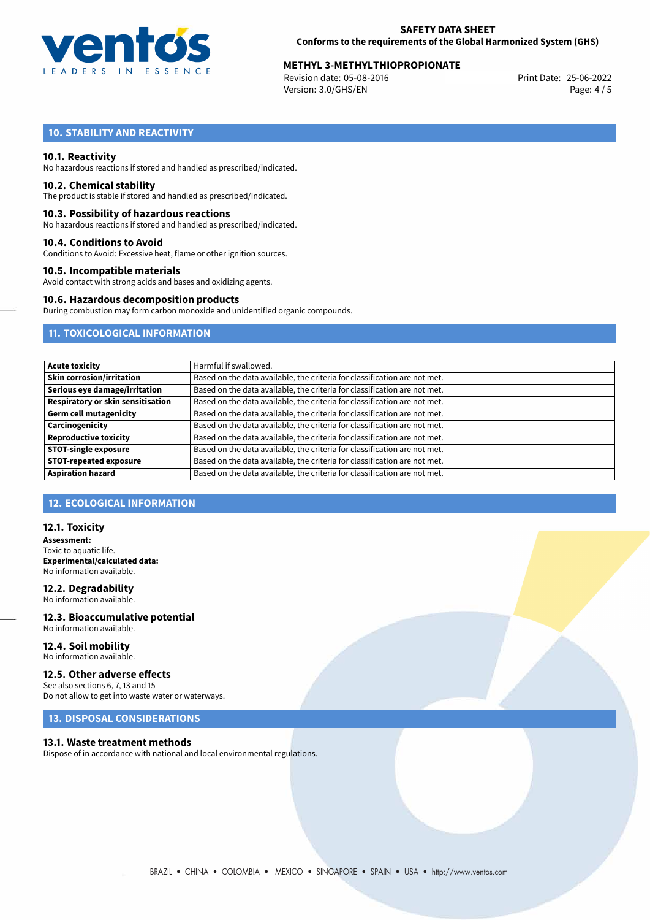## 10. STABILITY AND REACTIVITY

### 10.1. Reactivity

No hazardous reactions if stored and handled as prescribed/indicated.

### 10.2. Chemical stability

The product is stable if stored and handled as prescribed/indicated.

### 10.3. Possibility of hazardous reactions

No hazardous reactions if stored and handled as prescribed/indicated.

### 10.4. Conditions to Avoid

Conditions to Avoid: Excessive heat, flame or other ignition sources.

### 10.5. Incompatible materials

Avoid contact with strong acids and bases and oxidizing agents.

### 10.6. Hazardous decomposition products

During combustion may form carbon monoxide and unidentified organic compounds.

## 11. TOXICOLOGICAL INFORMATION

| | |
|---|---|
| **Acute toxicity** | Harmful if swallowed. |
| **Skin corrosion/irritation** | Based on the data available, the criteria for classification are not met. |
| **Serious eye damage/irritation** | Based on the data available, the criteria for classification are not met. |
| **Respiratory or skin sensitisation** | Based on the data available, the criteria for classification are not met. |
| **Germ cell mutagenicity** | Based on the data available, the criteria for classification are not met. |
| **Carcinogenicity** | Based on the data available, the criteria for classification are not met. |
| **Reproductive toxicity** | Based on the data available, the criteria for classification are not met. |
| **STOT-single exposure** | Based on the data available, the criteria for classification are not met. |
| **STOT-repeated exposure** | Based on the data available, the criteria for classification are not met. |
| **Aspiration hazard** | Based on the data available, the criteria for classification are not met. |

## 12. ECOLOGICAL INFORMATION

### 12.1. Toxicity

**Assessment:**
Toxic to aquatic life.
**Experimental/calculated data:**
No information available.

### 12.2. Degradability

No information available.

### 12.3. Bioaccumulative potential

No information available.

### 12.4. Soil mobility

No information available.

### 12.5. Other adverse effects

See also sections 6, 7, 13 and 15
Do not allow to get into waste water or waterways.

## 13. DISPOSAL CONSIDERATIONS

### 13.1. Waste treatment methods

Dispose of in accordance with national and local environmental regulations.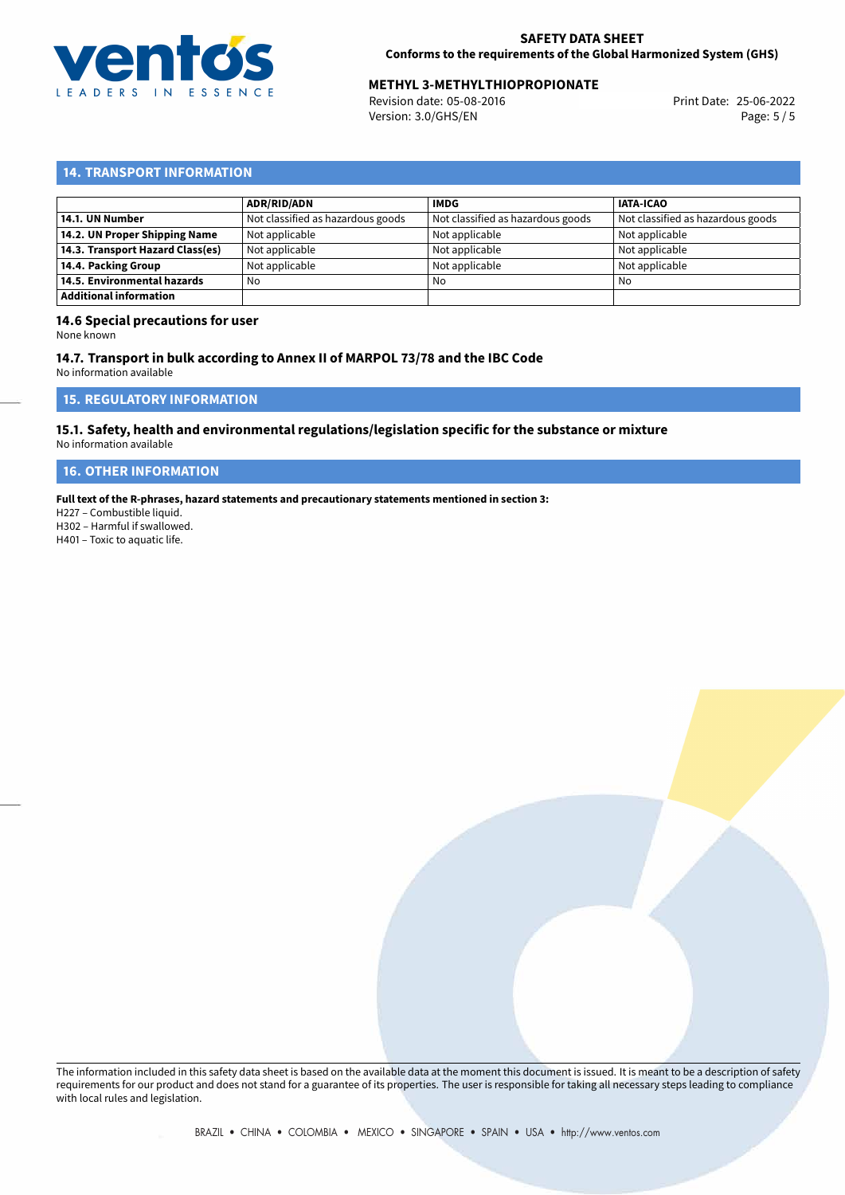## 14. TRANSPORT INFORMATION

| | ADR/RID/ADN | IMDG | IATA-ICAO |
|---|---|---|---|
| **14.1. UN Number** | Not classified as hazardous goods | Not classified as hazardous goods | Not classified as hazardous goods |
| **14.2. UN Proper Shipping Name** | Not applicable | Not applicable | Not applicable |
| **14.3. Transport Hazard Class(es)** | Not applicable | Not applicable | Not applicable |
| **14.4. Packing Group** | Not applicable | Not applicable | Not applicable |
| **14.5. Environmental hazards** | No | No | No |
| **Additional information** | | | |

### 14.6 Special precautions for user

None known

### 14.7. Transport in bulk according to Annex II of MARPOL 73/78 and the IBC Code

No information available

## 15. REGULATORY INFORMATION

### 15.1. Safety, health and environmental regulations/legislation specific for the substance or mixture

No information available

## 16. OTHER INFORMATION

**Full text of the R-phrases, hazard statements and precautionary statements mentioned in section 3:**

H227 – Combustible liquid.
H302 – Harmful if swallowed.
H401 – Toxic to aquatic life.

The information included in this safety data sheet is based on the available data at the moment this document is issued. It is meant to be a description of safety requirements for our product and does not stand for a guarantee of its properties. The user is responsible for taking all necessary steps leading to compliance with local rules and legislation.